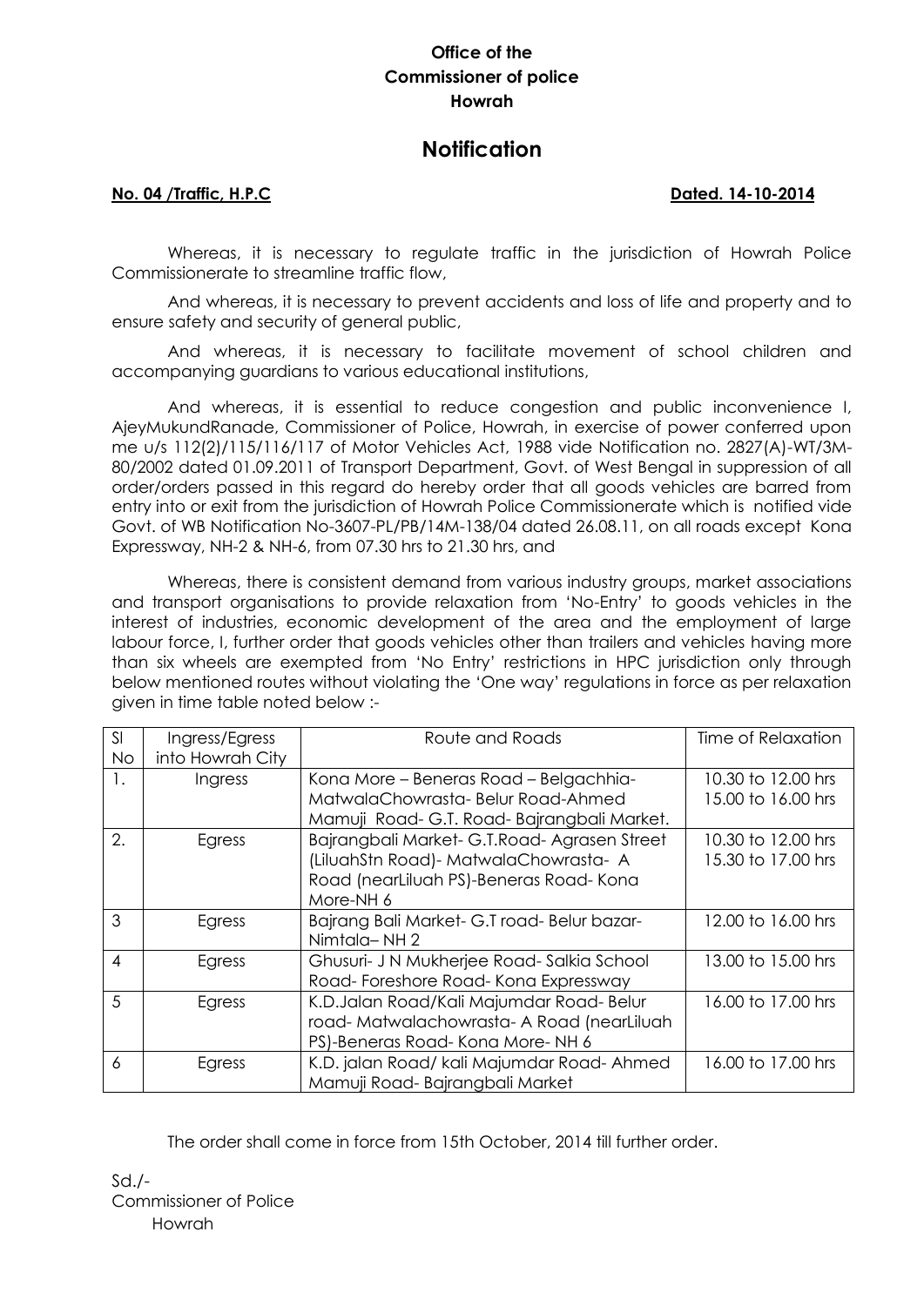**Office of the**
**Commissioner of police**
**Howrah**

# Notification

**No. 04 /Traffic, H.P.C** **Dated. 14-10-2014**

Whereas, it is necessary to regulate traffic in the jurisdiction of Howrah Police Commissionerate to streamline traffic flow,

And whereas, it is necessary to prevent accidents and loss of life and property and to ensure safety and security of general public,

And whereas, it is necessary to facilitate movement of school children and accompanying guardians to various educational institutions,

And whereas, it is essential to reduce congestion and public inconvenience I, AjeyMukundRanade, Commissioner of Police, Howrah, in exercise of power conferred upon me u/s 112(2)/115/116/117 of Motor Vehicles Act, 1988 vide Notification no. 2827(A)-WT/3M-80/2002 dated 01.09.2011 of Transport Department, Govt. of West Bengal in suppression of all order/orders passed in this regard do hereby order that all goods vehicles are barred from entry into or exit from the jurisdiction of Howrah Police Commissionerate which is notified vide Govt. of WB Notification No-3607-PL/PB/14M-138/04 dated 26.08.11, on all roads except Kona Expressway, NH-2 & NH-6, from 07.30 hrs to 21.30 hrs, and

Whereas, there is consistent demand from various industry groups, market associations and transport organisations to provide relaxation from 'No-Entry' to goods vehicles in the interest of industries, economic development of the area and the employment of large labour force, I, further order that goods vehicles other than trailers and vehicles having more than six wheels are exempted from 'No Entry' restrictions in HPC jurisdiction only through below mentioned routes without violating the 'One way' regulations in force as per relaxation given in time table noted below :-

| Sl No | Ingress/Egress into Howrah City | Route and Roads | Time of Relaxation |
|---|---|---|---|
| 1. | Ingress | Kona More – Beneras Road – Belgachhia-MatwalaChowrasta- Belur Road-Ahmed Mamuji Road- G.T. Road- Bajrangbali Market. | 10.30 to 12.00 hrs<br>15.00 to 16.00 hrs |
| 2. | Egress | Bajrangbali Market- G.T.Road- Agrasen Street (LiluahStn Road)- MatwalaChowrasta- A Road (nearLiluah PS)-Beneras Road- Kona More-NH 6 | 10.30 to 12.00 hrs<br>15.30 to 17.00 hrs |
| 3 | Egress | Bajrang Bali Market- G.T road- Belur bazar- Nimtala– NH 2 | 12.00 to 16.00 hrs |
| 4 | Egress | Ghusuri- J N Mukherjee Road- Salkia School Road- Foreshore Road- Kona Expressway | 13.00 to 15.00 hrs |
| 5 | Egress | K.D.Jalan Road/Kali Majumdar Road- Belur road- Matwalachowrasta- A Road (nearLiluah PS)-Beneras Road- Kona More- NH 6 | 16.00 to 17.00 hrs |
| 6 | Egress | K.D. jalan Road/ kali Majumdar Road- Ahmed Mamuji Road- Bajrangbali Market | 16.00 to 17.00 hrs |

The order shall come in force from 15th October, 2014 till further order.

Sd./-
Commissioner of Police
Howrah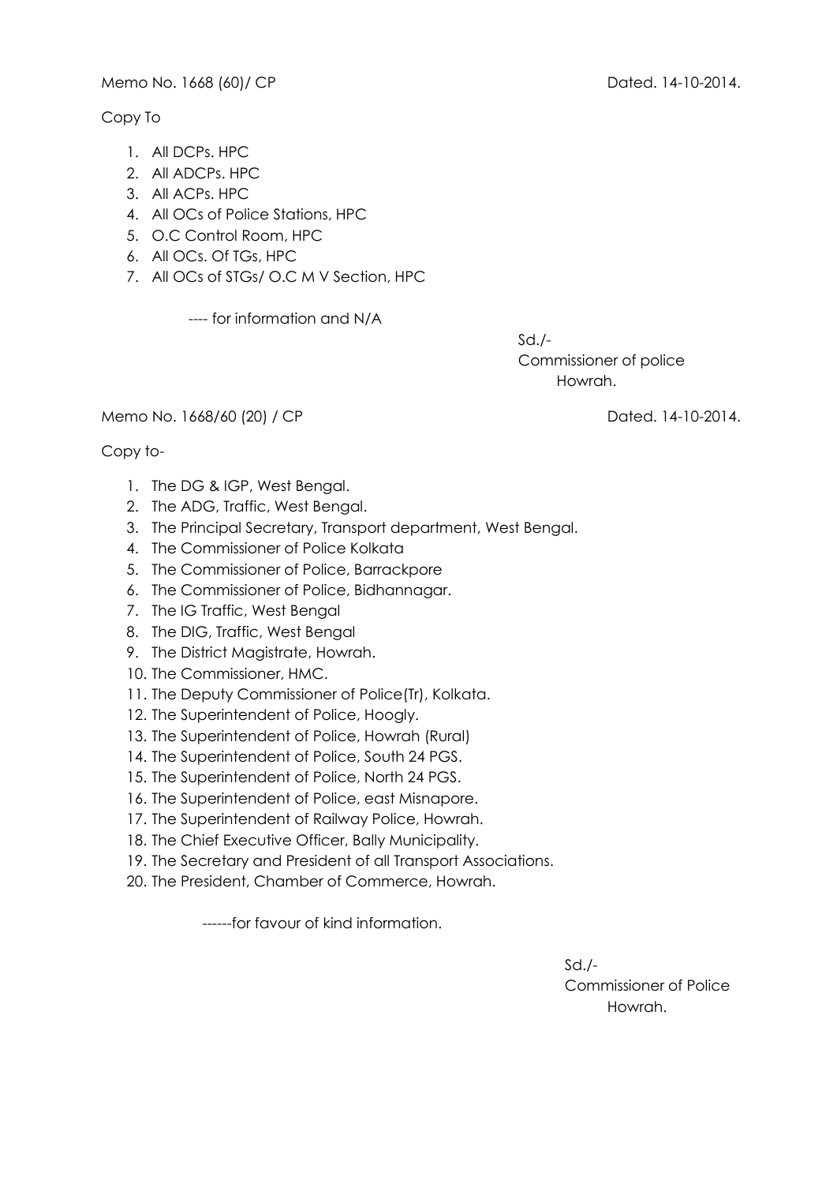Memo No. 1668 (60)/ CP Dated. 14-10-2014.

Copy To

1. All DCPs. HPC
2. All ADCPs. HPC
3. All ACPs. HPC
4. All OCs of Police Stations, HPC
5. O.C Control Room, HPC
6. All OCs. Of TGs, HPC
7. All OCs of STGs/ O.C M V Section, HPC

---- for information and N/A

Sd./-
Commissioner of police
Howrah.

Memo No. 1668/60 (20) / CP Dated. 14-10-2014.

Copy to-

1. The DG & IGP, West Bengal.
2. The ADG, Traffic, West Bengal.
3. The Principal Secretary, Transport department, West Bengal.
4. The Commissioner of Police Kolkata
5. The Commissioner of Police, Barrackpore
6. The Commissioner of Police, Bidhannagar.
7. The IG Traffic, West Bengal
8. The DIG, Traffic, West Bengal
9. The District Magistrate, Howrah.
10. The Commissioner, HMC.
11. The Deputy Commissioner of Police(Tr), Kolkata.
12. The Superintendent of Police, Hoogly.
13. The Superintendent of Police, Howrah (Rural)
14. The Superintendent of Police, South 24 PGS.
15. The Superintendent of Police, North 24 PGS.
16. The Superintendent of Police, east Misnapore.
17. The Superintendent of Railway Police, Howrah.
18. The Chief Executive Officer, Bally Municipality.
19. The Secretary and President of all Transport Associations.
20. The President, Chamber of Commerce, Howrah.

------for favour of kind information.

Sd./-
Commissioner of Police
Howrah.